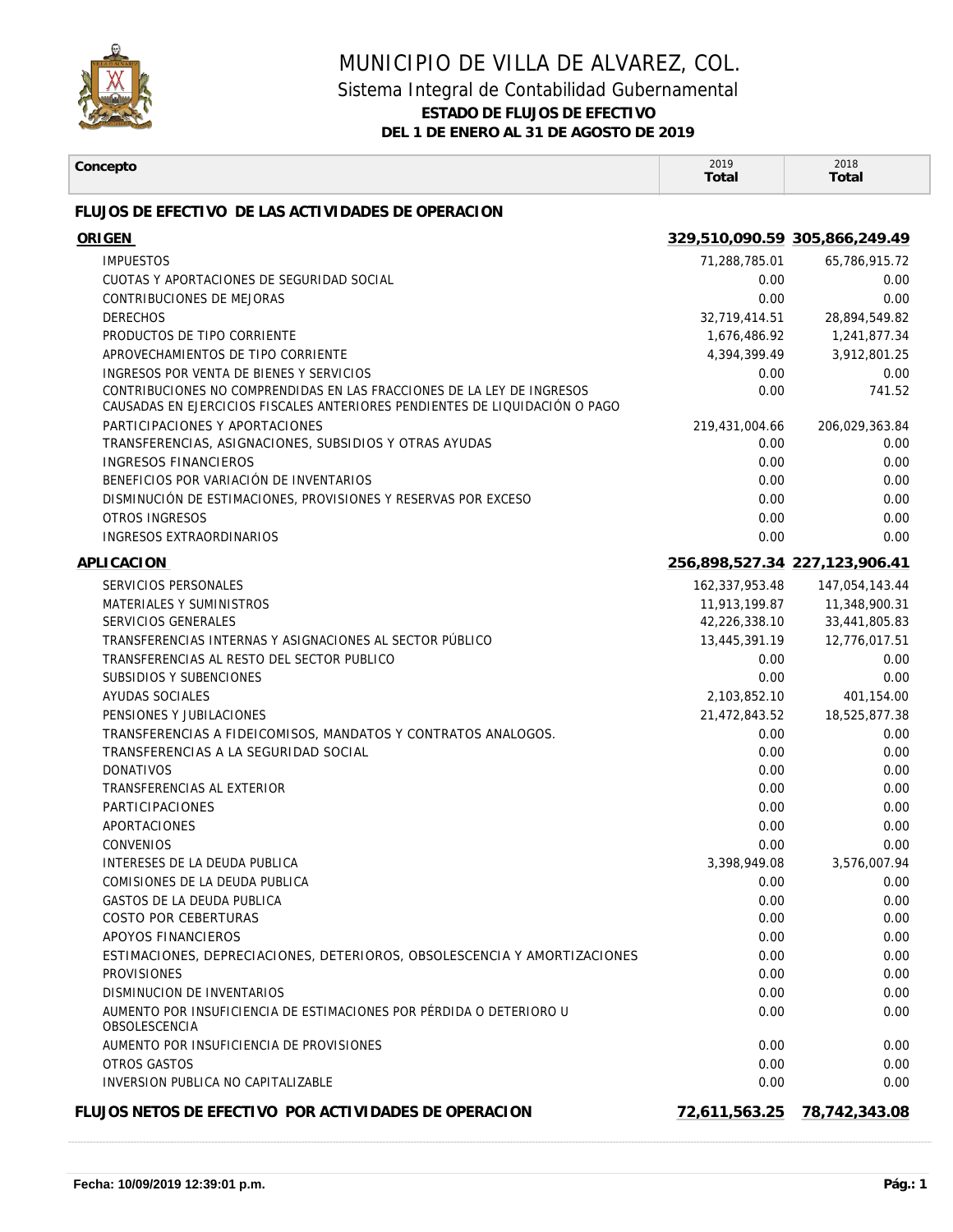# MUNICIPIO DE VILLA DE ALVAREZ, COL.

## Sistema Integral de Contabilidad Gubernamental

**ESTADO DE FLUJOS DE EFECTIVO**

**DEL 1 DE ENERO AL 31 DE AGOSTO DE 2019**

| Concepto | 2019 Total | 2018 Total |
|---|---|---|
| **FLUJOS DE EFECTIVO DE LAS ACTIVIDADES DE OPERACION** | | |
| **ORIGEN** | **329,510,090.59** | **305,866,249.49** |
| IMPUESTOS | 71,288,785.01 | 65,786,915.72 |
| CUOTAS Y APORTACIONES DE SEGURIDAD SOCIAL | 0.00 | 0.00 |
| CONTRIBUCIONES DE MEJORAS | 0.00 | 0.00 |
| DERECHOS | 32,719,414.51 | 28,894,549.82 |
| PRODUCTOS DE TIPO CORRIENTE | 1,676,486.92 | 1,241,877.34 |
| APROVECHAMIENTOS DE TIPO CORRIENTE | 4,394,399.49 | 3,912,801.25 |
| INGRESOS POR VENTA DE BIENES Y SERVICIOS | 0.00 | 0.00 |
| CONTRIBUCIONES NO COMPRENDIDAS EN LAS FRACCIONES DE LA LEY DE INGRESOS CAUSADAS EN EJERCICIOS FISCALES ANTERIORES PENDIENTES DE LIQUIDACIÓN O PAGO | 0.00 | 741.52 |
| PARTICIPACIONES Y APORTACIONES | 219,431,004.66 | 206,029,363.84 |
| TRANSFERENCIAS, ASIGNACIONES, SUBSIDIOS Y OTRAS AYUDAS | 0.00 | 0.00 |
| INGRESOS FINANCIEROS | 0.00 | 0.00 |
| BENEFICIOS POR VARIACIÓN DE INVENTARIOS | 0.00 | 0.00 |
| DISMINUCIÓN DE ESTIMACIONES, PROVISIONES Y RESERVAS POR EXCESO | 0.00 | 0.00 |
| OTROS INGRESOS | 0.00 | 0.00 |
| INGRESOS EXTRAORDINARIOS | 0.00 | 0.00 |
| **APLICACION** | **256,898,527.34** | **227,123,906.41** |
| SERVICIOS PERSONALES | 162,337,953.48 | 147,054,143.44 |
| MATERIALES Y SUMINISTROS | 11,913,199.87 | 11,348,900.31 |
| SERVICIOS GENERALES | 42,226,338.10 | 33,441,805.83 |
| TRANSFERENCIAS INTERNAS Y ASIGNACIONES AL SECTOR PÚBLICO | 13,445,391.19 | 12,776,017.51 |
| TRANSFERENCIAS AL RESTO DEL SECTOR PUBLICO | 0.00 | 0.00 |
| SUBSIDIOS Y SUBENCIONES | 0.00 | 0.00 |
| AYUDAS SOCIALES | 2,103,852.10 | 401,154.00 |
| PENSIONES Y JUBILACIONES | 21,472,843.52 | 18,525,877.38 |
| TRANSFERENCIAS A FIDEICOMISOS, MANDATOS Y CONTRATOS ANALOGOS. | 0.00 | 0.00 |
| TRANSFERENCIAS A LA SEGURIDAD SOCIAL | 0.00 | 0.00 |
| DONATIVOS | 0.00 | 0.00 |
| TRANSFERENCIAS AL EXTERIOR | 0.00 | 0.00 |
| PARTICIPACIONES | 0.00 | 0.00 |
| APORTACIONES | 0.00 | 0.00 |
| CONVENIOS | 0.00 | 0.00 |
| INTERESES DE LA DEUDA PUBLICA | 3,398,949.08 | 3,576,007.94 |
| COMISIONES DE LA DEUDA PUBLICA | 0.00 | 0.00 |
| GASTOS DE LA DEUDA PUBLICA | 0.00 | 0.00 |
| COSTO POR CEBERTURAS | 0.00 | 0.00 |
| APOYOS FINANCIEROS | 0.00 | 0.00 |
| ESTIMACIONES, DEPRECIACIONES, DETERIOROS, OBSOLESCENCIA Y AMORTIZACIONES | 0.00 | 0.00 |
| PROVISIONES | 0.00 | 0.00 |
| DISMINUCION DE INVENTARIOS | 0.00 | 0.00 |
| AUMENTO POR INSUFICIENCIA DE ESTIMACIONES POR PÉRDIDA O DETERIORO U OBSOLESCENCIA | 0.00 | 0.00 |
| AUMENTO POR INSUFICIENCIA DE PROVISIONES | 0.00 | 0.00 |
| OTROS GASTOS | 0.00 | 0.00 |
| INVERSION PUBLICA NO CAPITALIZABLE | 0.00 | 0.00 |
| **FLUJOS NETOS DE EFECTIVO POR ACTIVIDADES DE OPERACION** | **72,611,563.25** | **78,742,343.08** |

Fecha: 10/09/2019 12:39:01 p.m.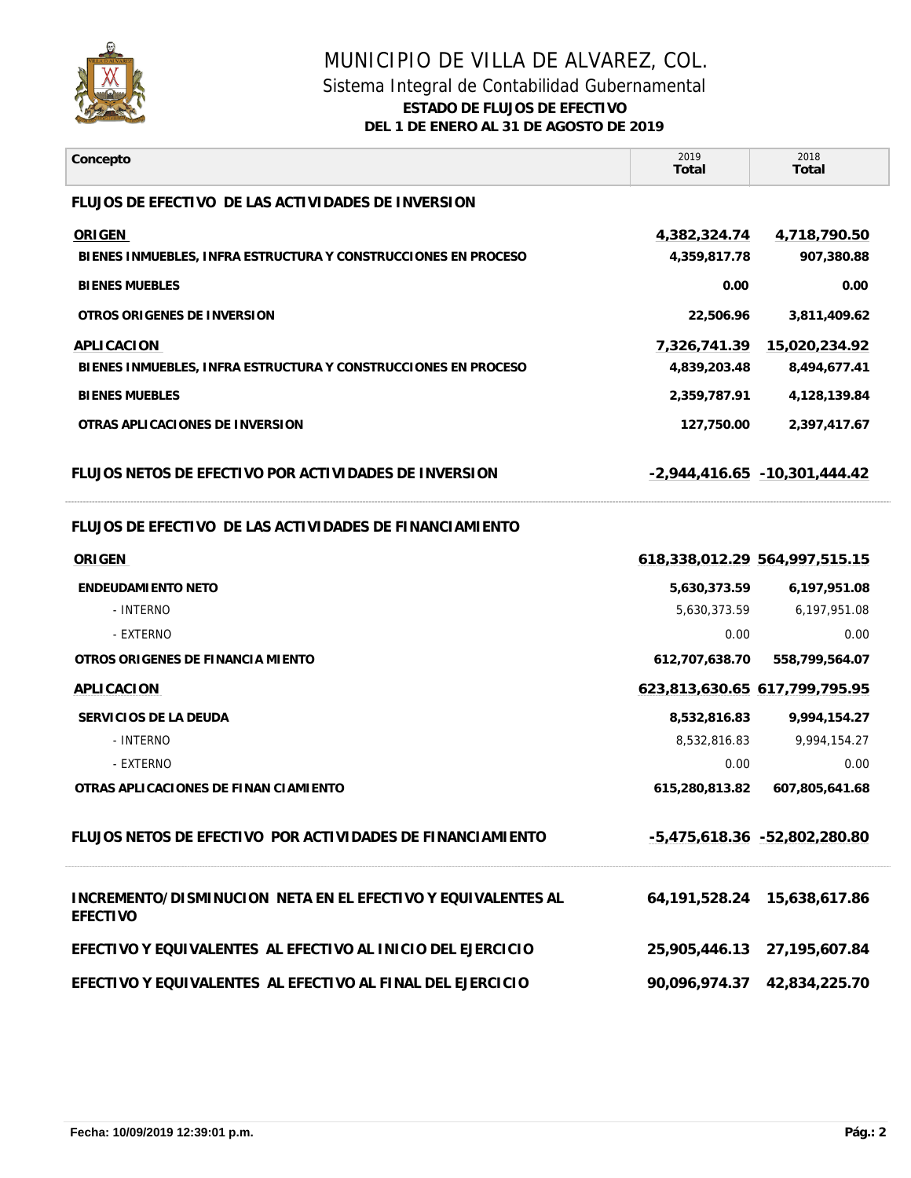# MUNICIPIO DE VILLA DE ALVAREZ, COL.

## Sistema Integral de Contabilidad Gubernamental

**ESTADO DE FLUJOS DE EFECTIVO**

**DEL 1 DE ENERO AL 31 DE AGOSTO DE 2019**

| Concepto | 2019 Total | 2018 Total |
|---|---|---|
| **FLUJOS DE EFECTIVO DE LAS ACTIVIDADES DE INVERSION** | | |
| **ORIGEN** | **4,382,324.74** | **4,718,790.50** |
| **BIENES INMUEBLES, INFRA ESTRUCTURA Y CONSTRUCCIONES EN PROCESO** | **4,359,817.78** | **907,380.88** |
| **BIENES MUEBLES** | **0.00** | **0.00** |
| **OTROS ORIGENES DE INVERSION** | **22,506.96** | **3,811,409.62** |
| **APLICACION** | **7,326,741.39** | **15,020,234.92** |
| **BIENES INMUEBLES, INFRA ESTRUCTURA Y CONSTRUCCIONES EN PROCESO** | **4,839,203.48** | **8,494,677.41** |
| **BIENES MUEBLES** | **2,359,787.91** | **4,128,139.84** |
| **OTRAS APLICACIONES DE INVERSION** | **127,750.00** | **2,397,417.67** |
| **FLUJOS NETOS DE EFECTIVO POR ACTIVIDADES DE INVERSION** | **-2,944,416.65** | **-10,301,444.42** |
| **FLUJOS DE EFECTIVO DE LAS ACTIVIDADES DE FINANCIAMIENTO** | | |
| **ORIGEN** | **618,338,012.29** | **564,997,515.15** |
| **ENDEUDAMIENTO NETO** | **5,630,373.59** | **6,197,951.08** |
| - INTERNO | 5,630,373.59 | 6,197,951.08 |
| - EXTERNO | 0.00 | 0.00 |
| **OTROS ORIGENES DE FINANCIA MIENTO** | **612,707,638.70** | **558,799,564.07** |
| **APLICACION** | **623,813,630.65** | **617,799,795.95** |
| **SERVICIOS DE LA DEUDA** | **8,532,816.83** | **9,994,154.27** |
| - INTERNO | 8,532,816.83 | 9,994,154.27 |
| - EXTERNO | 0.00 | 0.00 |
| **OTRAS APLICACIONES DE FINAN CIAMIENTO** | **615,280,813.82** | **607,805,641.68** |
| **FLUJOS NETOS DE EFECTIVO POR ACTIVIDADES DE FINANCIAMIENTO** | **-5,475,618.36** | **-52,802,280.80** |
| **INCREMENTO/DISMINUCION NETA EN EL EFECTIVO Y EQUIVALENTES AL EFECTIVO** | **64,191,528.24** | **15,638,617.86** |
| **EFECTIVO Y EQUIVALENTES AL EFECTIVO AL INICIO DEL EJERCICIO** | **25,905,446.13** | **27,195,607.84** |
| **EFECTIVO Y EQUIVALENTES AL EFECTIVO AL FINAL DEL EJERCICIO** | **90,096,974.37** | **42,834,225.70** |

**Fecha: 10/09/2019 12:39:01 p.m.**